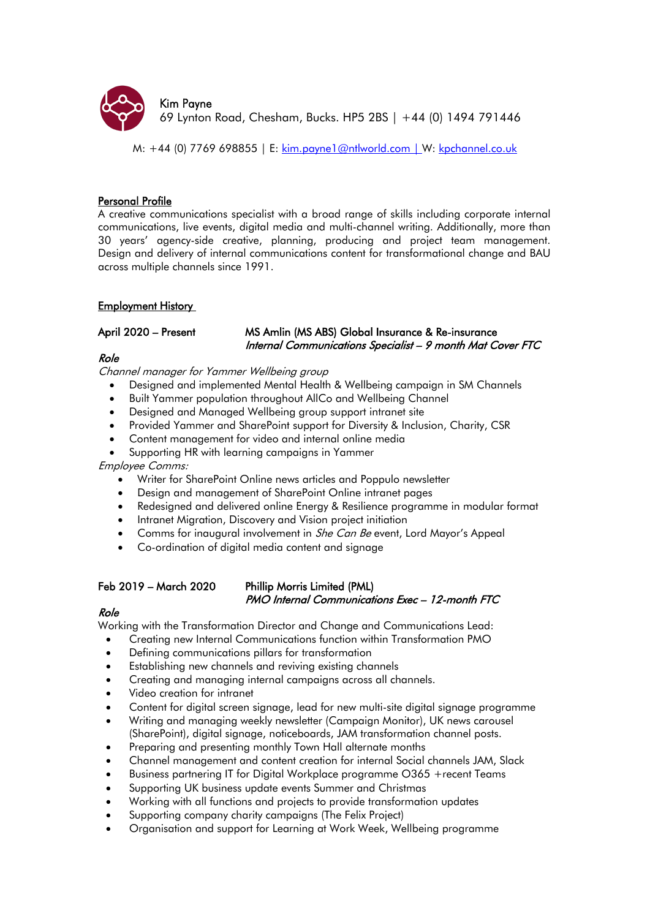Kim Payne
69 Lynton Road, Chesham, Bucks. HP5 2BS | +44 (0) 1494 791446

M: +44 (0) 7769 698855 | E: kim.payne1@ntlworld.com | W: kpchannel.co.uk

## Personal Profile

A creative communications specialist with a broad range of skills including corporate internal communications, live events, digital media and multi-channel writing. Additionally, more than 30 years' agency-side creative, planning, producing and project team management. Design and delivery of internal communications content for transformational change and BAU across multiple channels since 1991.

## Employment History

**April 2020 – Present** **MS Amlin (MS ABS) Global Insurance & Re-insurance**
***Internal Communications Specialist – 9 month Mat Cover FTC***

*Role*

*Channel manager for Yammer Wellbeing group*

- Designed and implemented Mental Health & Wellbeing campaign in SM Channels
- Built Yammer population throughout AllCo and Wellbeing Channel
- Designed and Managed Wellbeing group support intranet site
- Provided Yammer and SharePoint support for Diversity & Inclusion, Charity, CSR
- Content management for video and internal online media
- Supporting HR with learning campaigns in Yammer

*Employee Comms:*

- Writer for SharePoint Online news articles and Poppulo newsletter
- Design and management of SharePoint Online intranet pages
- Redesigned and delivered online Energy & Resilience programme in modular format
- Intranet Migration, Discovery and Vision project initiation
- Comms for inaugural involvement in *She Can Be* event, Lord Mayor's Appeal
- Co-ordination of digital media content and signage

**Feb 2019 – March 2020** **Phillip Morris Limited (PML)**
***PMO Internal Communications Exec – 12-month FTC***

*Role*

Working with the Transformation Director and Change and Communications Lead:

- Creating new Internal Communications function within Transformation PMO
- Defining communications pillars for transformation
- Establishing new channels and reviving existing channels
- Creating and managing internal campaigns across all channels.
- Video creation for intranet
- Content for digital screen signage, lead for new multi-site digital signage programme
- Writing and managing weekly newsletter (Campaign Monitor), UK news carousel (SharePoint), digital signage, noticeboards, JAM transformation channel posts.
- Preparing and presenting monthly Town Hall alternate months
- Channel management and content creation for internal Social channels JAM, Slack
- Business partnering IT for Digital Workplace programme O365 +recent Teams
- Supporting UK business update events Summer and Christmas
- Working with all functions and projects to provide transformation updates
- Supporting company charity campaigns (The Felix Project)
- Organisation and support for Learning at Work Week, Wellbeing programme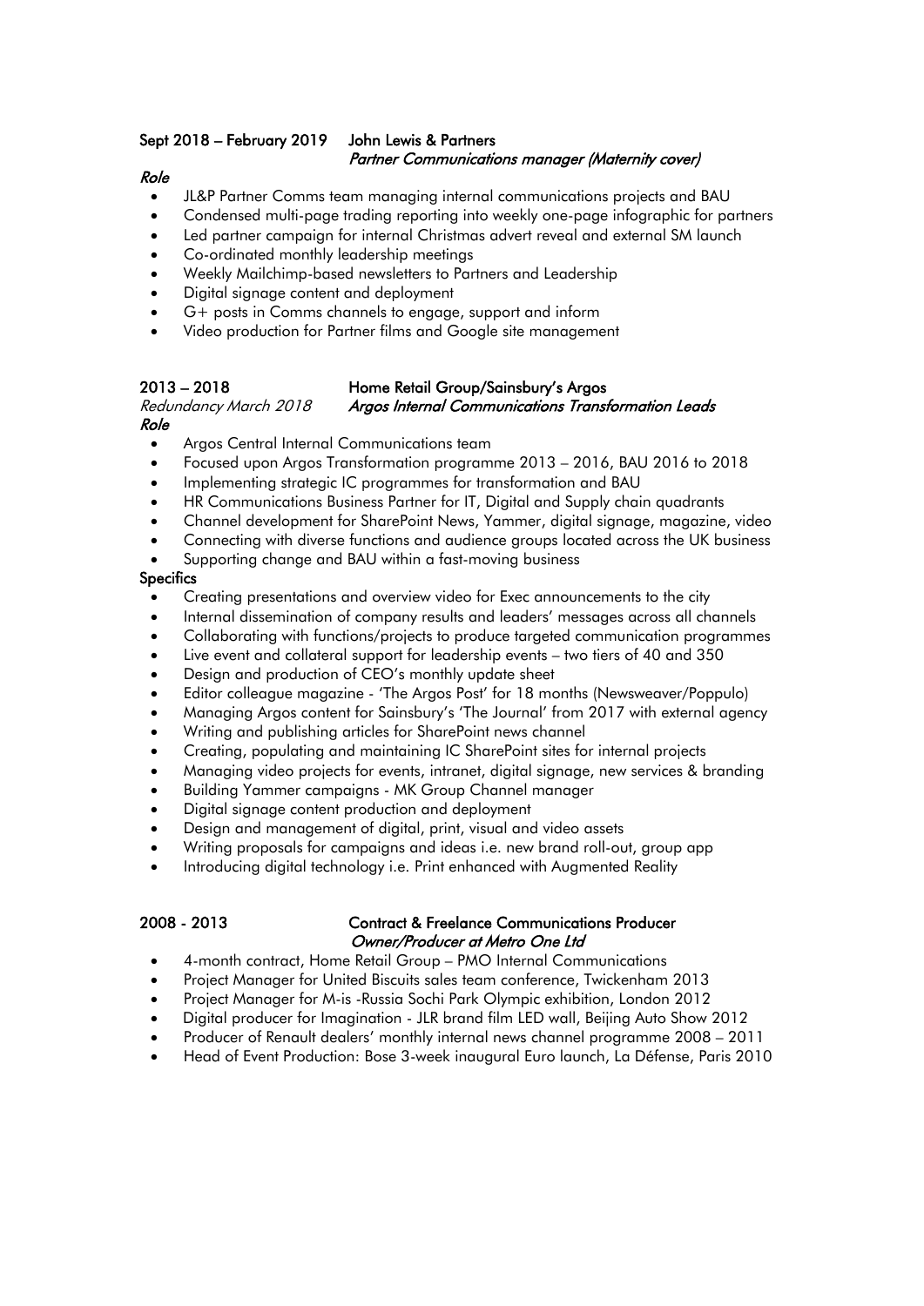**Sept 2018 – February 2019 John Lewis & Partners**
***Partner Communications manager (Maternity cover)***

***Role***

- JL&P Partner Comms team managing internal communications projects and BAU
- Condensed multi-page trading reporting into weekly one-page infographic for partners
- Led partner campaign for internal Christmas advert reveal and external SM launch
- Co-ordinated monthly leadership meetings
- Weekly Mailchimp-based newsletters to Partners and Leadership
- Digital signage content and deployment
- G+ posts in Comms channels to engage, support and inform
- Video production for Partner films and Google site management

**2013 – 2018 Home Retail Group/Sainsbury's Argos**
*Redundancy March 2018* ***Argos Internal Communications Transformation Leads***

***Role***

- Argos Central Internal Communications team
- Focused upon Argos Transformation programme 2013 – 2016, BAU 2016 to 2018
- Implementing strategic IC programmes for transformation and BAU
- HR Communications Business Partner for IT, Digital and Supply chain quadrants
- Channel development for SharePoint News, Yammer, digital signage, magazine, video
- Connecting with diverse functions and audience groups located across the UK business
- Supporting change and BAU within a fast-moving business

**Specifics**

- Creating presentations and overview video for Exec announcements to the city
- Internal dissemination of company results and leaders' messages across all channels
- Collaborating with functions/projects to produce targeted communication programmes
- Live event and collateral support for leadership events – two tiers of 40 and 350
- Design and production of CEO's monthly update sheet
- Editor colleague magazine - 'The Argos Post' for 18 months (Newsweaver/Poppulo)
- Managing Argos content for Sainsbury's 'The Journal' from 2017 with external agency
- Writing and publishing articles for SharePoint news channel
- Creating, populating and maintaining IC SharePoint sites for internal projects
- Managing video projects for events, intranet, digital signage, new services & branding
- Building Yammer campaigns - MK Group Channel manager
- Digital signage content production and deployment
- Design and management of digital, print, visual and video assets
- Writing proposals for campaigns and ideas i.e. new brand roll-out, group app
- Introducing digital technology i.e. Print enhanced with Augmented Reality

**2008 - 2013 Contract & Freelance Communications Producer**
***Owner/Producer at Metro One Ltd***

- 4-month contract, Home Retail Group – PMO Internal Communications
- Project Manager for United Biscuits sales team conference, Twickenham 2013
- Project Manager for M-is -Russia Sochi Park Olympic exhibition, London 2012
- Digital producer for Imagination - JLR brand film LED wall, Beijing Auto Show 2012
- Producer of Renault dealers' monthly internal news channel programme 2008 – 2011
- Head of Event Production: Bose 3-week inaugural Euro launch, La Défense, Paris 2010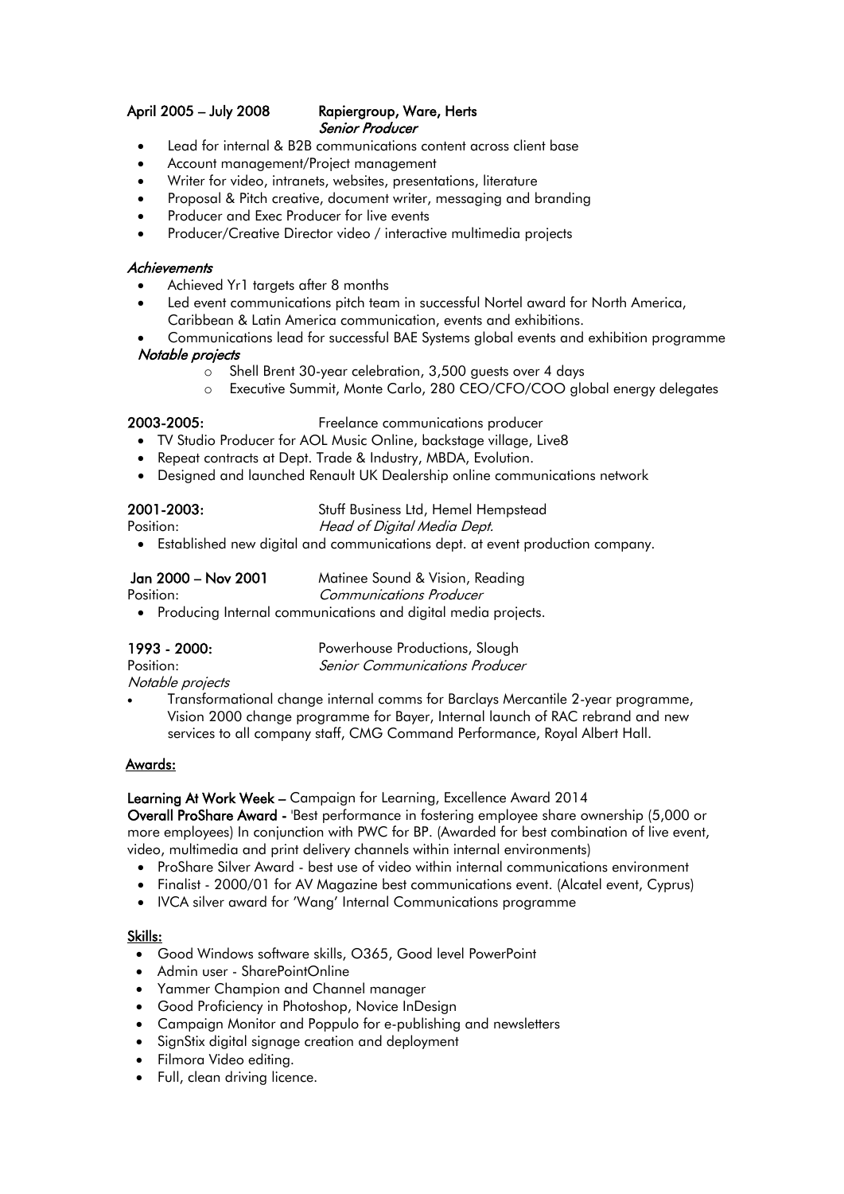**April 2005 – July 2008** **Rapiergroup, Ware, Herts**
*Senior Producer*

- Lead for internal & B2B communications content across client base
- Account management/Project management
- Writer for video, intranets, websites, presentations, literature
- Proposal & Pitch creative, document writer, messaging and branding
- Producer and Exec Producer for live events
- Producer/Creative Director video / interactive multimedia projects

*Achievements*

- Achieved Yr1 targets after 8 months
- Led event communications pitch team in successful Nortel award for North America, Caribbean & Latin America communication, events and exhibitions.
- Communications lead for successful BAE Systems global events and exhibition programme

*Notable projects*

- Shell Brent 30-year celebration, 3,500 guests over 4 days
- Executive Summit, Monte Carlo, 280 CEO/CFO/COO global energy delegates

**2003-2005:** Freelance communications producer

- TV Studio Producer for AOL Music Online, backstage village, Live8
- Repeat contracts at Dept. Trade & Industry, MBDA, Evolution.
- Designed and launched Renault UK Dealership online communications network

**2001-2003:** Stuff Business Ltd, Hemel Hempstead
Position: *Head of Digital Media Dept.*

- Established new digital and communications dept. at event production company.

**Jan 2000 – Nov 2001** Matinee Sound & Vision, Reading
Position: *Communications Producer*

- Producing Internal communications and digital media projects.

**1993 - 2000:** Powerhouse Productions, Slough
Position: *Senior Communications Producer*
*Notable projects*

- Transformational change internal comms for Barclays Mercantile 2-year programme, Vision 2000 change programme for Bayer, Internal launch of RAC rebrand and new services to all company staff, CMG Command Performance, Royal Albert Hall.

## Awards:

**Learning At Work Week –** Campaign for Learning, Excellence Award 2014
**Overall ProShare Award -** 'Best performance in fostering employee share ownership (5,000 or more employees) In conjunction with PWC for BP. (Awarded for best combination of live event, video, multimedia and print delivery channels within internal environments)

- ProShare Silver Award - best use of video within internal communications environment
- Finalist - 2000/01 for AV Magazine best communications event. (Alcatel event, Cyprus)
- IVCA silver award for 'Wang' Internal Communications programme

## Skills:

- Good Windows software skills, O365, Good level PowerPoint
- Admin user - SharePointOnline
- Yammer Champion and Channel manager
- Good Proficiency in Photoshop, Novice InDesign
- Campaign Monitor and Poppulo for e-publishing and newsletters
- SignStix digital signage creation and deployment
- Filmora Video editing.
- Full, clean driving licence.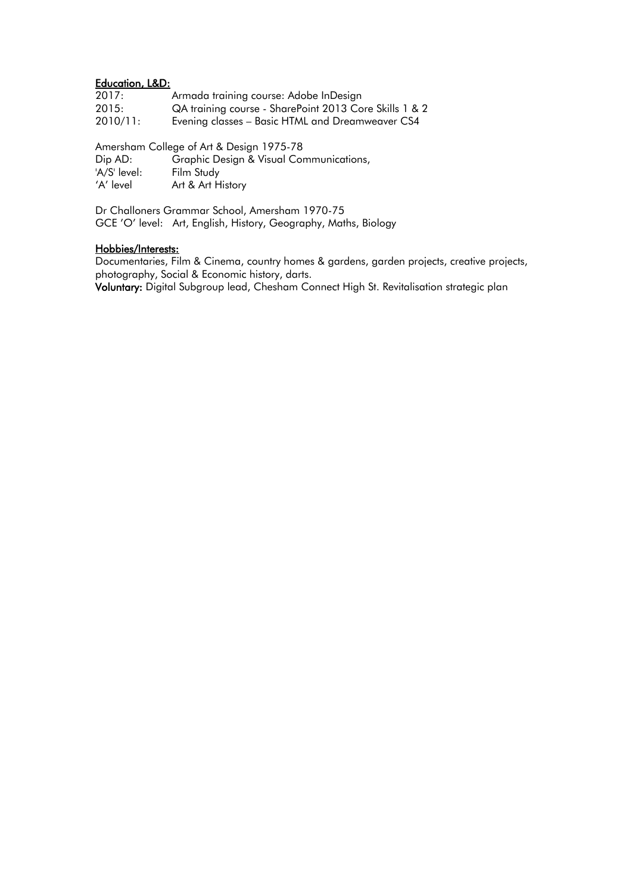## Education, L&D:

| | |
|---|---|
| 2017: | Armada training course: Adobe InDesign |
| 2015: | QA training course - SharePoint 2013 Core Skills 1 & 2 |
| 2010/11: | Evening classes – Basic HTML and Dreamweaver CS4 |

Amersham College of Art & Design 1975-78

| | |
|---|---|
| Dip AD: | Graphic Design & Visual Communications, |
| 'A/S' level: | Film Study |
| 'A' level | Art & Art History |

Dr Challoners Grammar School, Amersham 1970-75
GCE 'O' level: Art, English, History, Geography, Maths, Biology

## Hobbies/Interests:

Documentaries, Film & Cinema, country homes & gardens, garden projects, creative projects, photography, Social & Economic history, darts.

**Voluntary:** Digital Subgroup lead, Chesham Connect High St. Revitalisation strategic plan